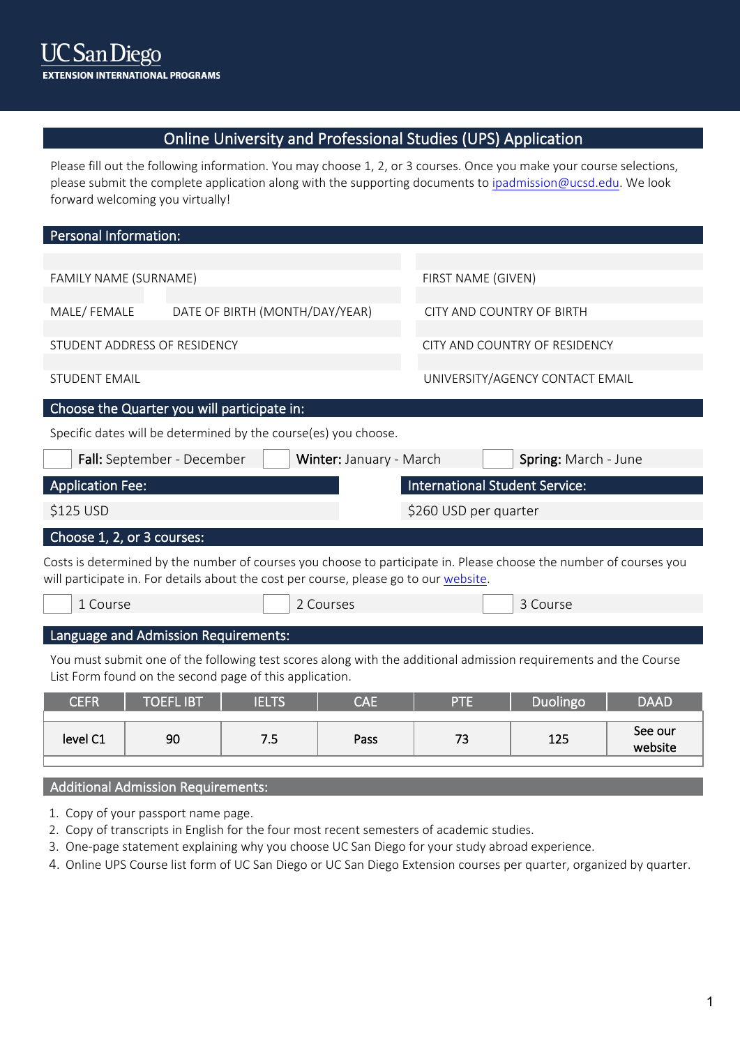UC San Diego
EXTENSION INTERNATIONAL PROGRAMS

## Online University and Professional Studies (UPS) Application

Please fill out the following information. You may choose 1, 2, or 3 courses. Once you make your course selections, please submit the complete application along with the supporting documents to [ipadmission@ucsd.edu](mailto:ipadmission@ucsd.edu). We look forward welcoming you virtually!

### Personal Information:

| | |
|---|---|
| FAMILY NAME (SURNAME) | FIRST NAME (GIVEN) |
| MALE/ FEMALE — DATE OF BIRTH (MONTH/DAY/YEAR) | CITY AND COUNTRY OF BIRTH |
| STUDENT ADDRESS OF RESIDENCY | CITY AND COUNTRY OF RESIDENCY |
| STUDENT EMAIL | UNIVERSITY/AGENCY CONTACT EMAIL |

### Choose the Quarter you will participate in:

Specific dates will be determined by the course(s) you choose.

- ☐ **Fall:** September - December
- ☐ **Winter:** January - March
- ☐ **Spring:** March - June

| Application Fee: | International Student Service: |
|---|---|
| $125 USD | $260 USD per quarter |

### Choose 1, 2, or 3 courses:

Costs is determined by the number of courses you choose to participate in. Please choose the number of courses you will participate in. For details about the cost per course, please go to our website.

- ☐ 1 Course
- ☐ 2 Courses
- ☐ 3 Course

### Language and Admission Requirements:

You must submit one of the following test scores along with the additional admission requirements and the Course List Form found on the second page of this application.

| CEFR | TOEFL IBT | IELTS | CAE | PTE | Duolingo | DAAD |
|---|---|---|---|---|---|---|
| level C1 | 90 | 7.5 | Pass | 73 | 125 | See our website |

### Additional Admission Requirements:

1. Copy of your passport name page.
2. Copy of transcripts in English for the four most recent semesters of academic studies.
3. One-page statement explaining why you choose UC San Diego for your study abroad experience.
4. Online UPS Course list form of UC San Diego or UC San Diego Extension courses per quarter, organized by quarter.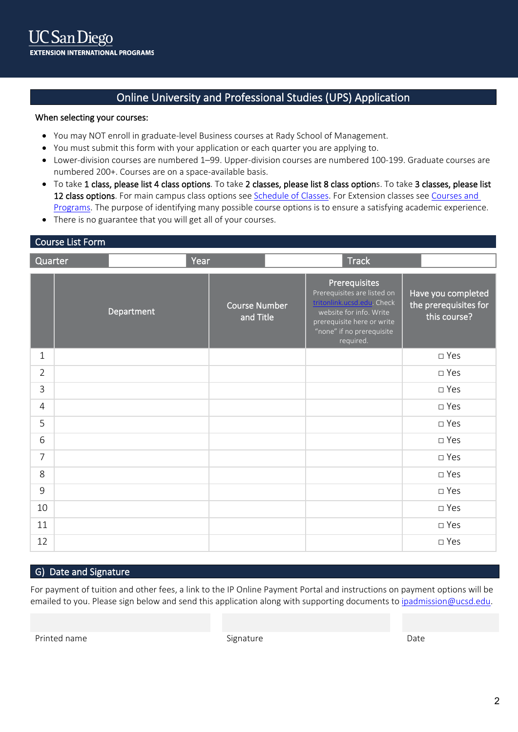UC San Diego
**EXTENSION INTERNATIONAL PROGRAMS**

## Online University and Professional Studies (UPS) Application

**When selecting your courses:**

- You may NOT enroll in graduate-level Business courses at Rady School of Management.
- You must submit this form with your application or each quarter you are applying to.
- Lower-division courses are numbered 1–99. Upper-division courses are numbered 100-199. Graduate courses are numbered 200+. Courses are on a space-available basis.
- To take **1 class, please list 4 class options**. To take **2 classes, please list 8 class option**s. To take **3 classes, please list 12 class options**. For main campus class options see [Schedule of Classes](). For Extension classes see [Courses and Programs](). The purpose of identifying many possible course options is to ensure a satisfying academic experience.
- There is no guarantee that you will get all of your courses.

### Course List Form

| Quarter | | Year | | Track | |
|---|---|---|---|---|---|

| | Department | Course Number and Title | Prerequisites<br>Prerequisites are listed on [tritonlink.ucsd.edu](). Check website for info. Write prerequisite here or write "none" if no prerequisite required. | Have you completed the prerequisites for this course? |
|---|---|---|---|---|
| 1 | | | | □ Yes |
| 2 | | | | □ Yes |
| 3 | | | | □ Yes |
| 4 | | | | □ Yes |
| 5 | | | | □ Yes |
| 6 | | | | □ Yes |
| 7 | | | | □ Yes |
| 8 | | | | □ Yes |
| 9 | | | | □ Yes |
| 10 | | | | □ Yes |
| 11 | | | | □ Yes |
| 12 | | | | □ Yes |

### G) Date and Signature

For payment of tuition and other fees, a link to the IP Online Payment Portal and instructions on payment options will be emailed to you. Please sign below and send this application along with supporting documents to [ipadmission@ucsd.edu]().

| Printed name | Signature | Date |
|---|---|---|
| | | |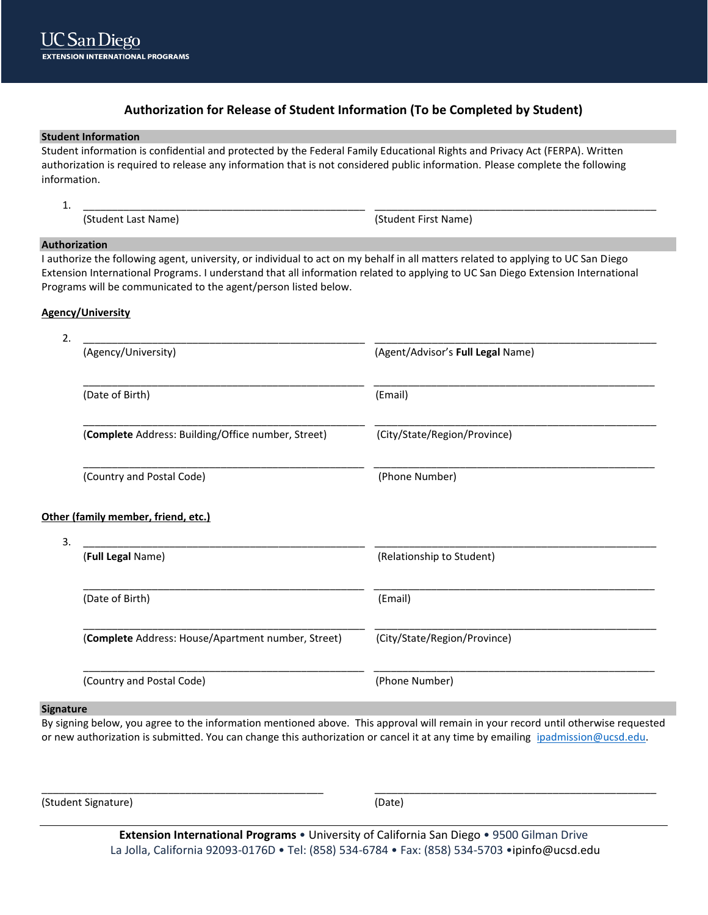UC San Diego
EXTENSION INTERNATIONAL PROGRAMS

# Authorization for Release of Student Information (To be Completed by Student)

## Student Information

Student information is confidential and protected by the Federal Family Educational Rights and Privacy Act (FERPA). Written authorization is required to release any information that is not considered public information. Please complete the following information.

1. ______________________________ ______________________________
(Student Last Name) (Student First Name)

## Authorization

I authorize the following agent, university, or individual to act on my behalf in all matters related to applying to UC San Diego Extension International Programs. I understand that all information related to applying to UC San Diego Extension International Programs will be communicated to the agent/person listed below.

**Agency/University**

2. ______________________________ ______________________________
(Agency/University) (Agent/Advisor's **Full Legal** Name)

______________________________ ______________________________
(Date of Birth) (Email)

______________________________ ______________________________
(**Complete** Address: Building/Office number, Street) (City/State/Region/Province)

______________________________ ______________________________
(Country and Postal Code) (Phone Number)

**Other (family member, friend, etc.)**

3. ______________________________ ______________________________
(**Full Legal** Name) (Relationship to Student)

______________________________ ______________________________
(Date of Birth) (Email)

______________________________ ______________________________
(**Complete** Address: House/Apartment number, Street) (City/State/Region/Province)

______________________________ ______________________________
(Country and Postal Code) (Phone Number)

## Signature

By signing below, you agree to the information mentioned above. This approval will remain in your record until otherwise requested or new authorization is submitted. You can change this authorization or cancel it at any time by emailing ipadmission@ucsd.edu.

______________________________ ______________________________
(Student Signature) (Date)

**Extension International Programs** • University of California San Diego • 9500 Gilman Drive
La Jolla, California 92093-0176D • Tel: (858) 534-6784 • Fax: (858) 534-5703 •ipinfo@ucsd.edu